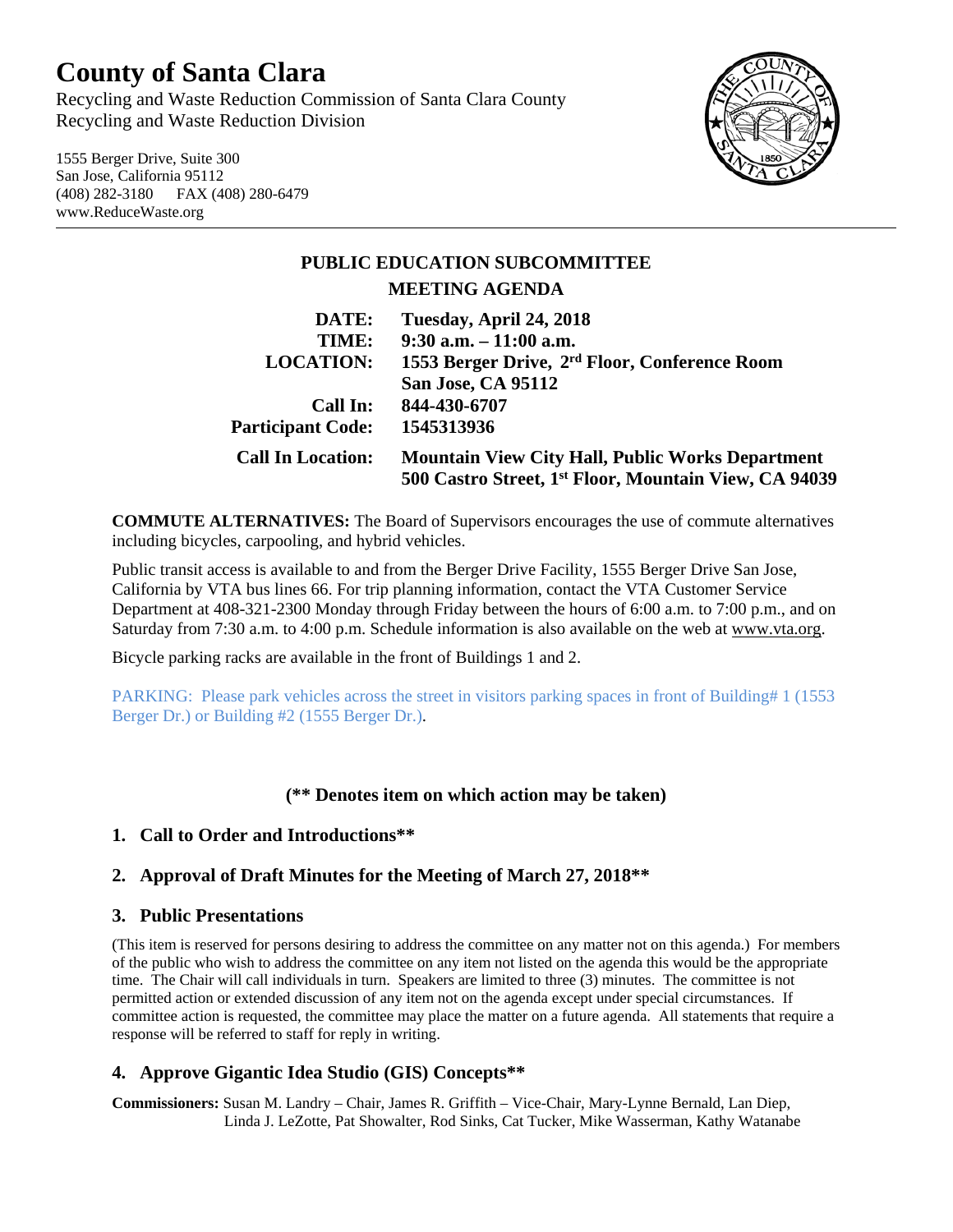# County of Santa Clara

Recycling and Waste Reduction Commission of Santa Clara County
Recycling and Waste Reduction Division

1555 Berger Drive, Suite 300
San Jose, California 95112
(408) 282-3180 FAX (408) 280-6479
www.ReduceWaste.org

## PUBLIC EDUCATION SUBCOMMITTEE
## MEETING AGENDA

**DATE:** **Tuesday, April 24, 2018**
**TIME:** **9:30 a.m. – 11:00 a.m.**
**LOCATION:** **1553 Berger Drive, 2nd Floor, Conference Room**
**San Jose, CA 95112**
**Call In:** **844-430-6707**
**Participant Code:** **1545313936**
**Call In Location:** **Mountain View City Hall, Public Works Department**
**500 Castro Street, 1st Floor, Mountain View, CA 94039**

**COMMUTE ALTERNATIVES:** The Board of Supervisors encourages the use of commute alternatives including bicycles, carpooling, and hybrid vehicles.

Public transit access is available to and from the Berger Drive Facility, 1555 Berger Drive San Jose, California by VTA bus lines 66. For trip planning information, contact the VTA Customer Service Department at 408-321-2300 Monday through Friday between the hours of 6:00 a.m. to 7:00 p.m., and on Saturday from 7:30 a.m. to 4:00 p.m. Schedule information is also available on the web at www.vta.org.

Bicycle parking racks are available in the front of Buildings 1 and 2.

PARKING: Please park vehicles across the street in visitors parking spaces in front of Building# 1 (1553 Berger Dr.) or Building #2 (1555 Berger Dr.).

**(** Denotes item on which action may be taken)**

### 1. Call to Order and Introductions**

### 2. Approval of Draft Minutes for the Meeting of March 27, 2018**

### 3. Public Presentations

(This item is reserved for persons desiring to address the committee on any matter not on this agenda.) For members of the public who wish to address the committee on any item not listed on the agenda this would be the appropriate time. The Chair will call individuals in turn. Speakers are limited to three (3) minutes. The committee is not permitted action or extended discussion of any item not on the agenda except under special circumstances. If committee action is requested, the committee may place the matter on a future agenda. All statements that require a response will be referred to staff for reply in writing.

### 4. Approve Gigantic Idea Studio (GIS) Concepts**

**Commissioners:** Susan M. Landry – Chair, James R. Griffith – Vice-Chair, Mary-Lynne Bernald, Lan Diep, Linda J. LeZotte, Pat Showalter, Rod Sinks, Cat Tucker, Mike Wasserman, Kathy Watanabe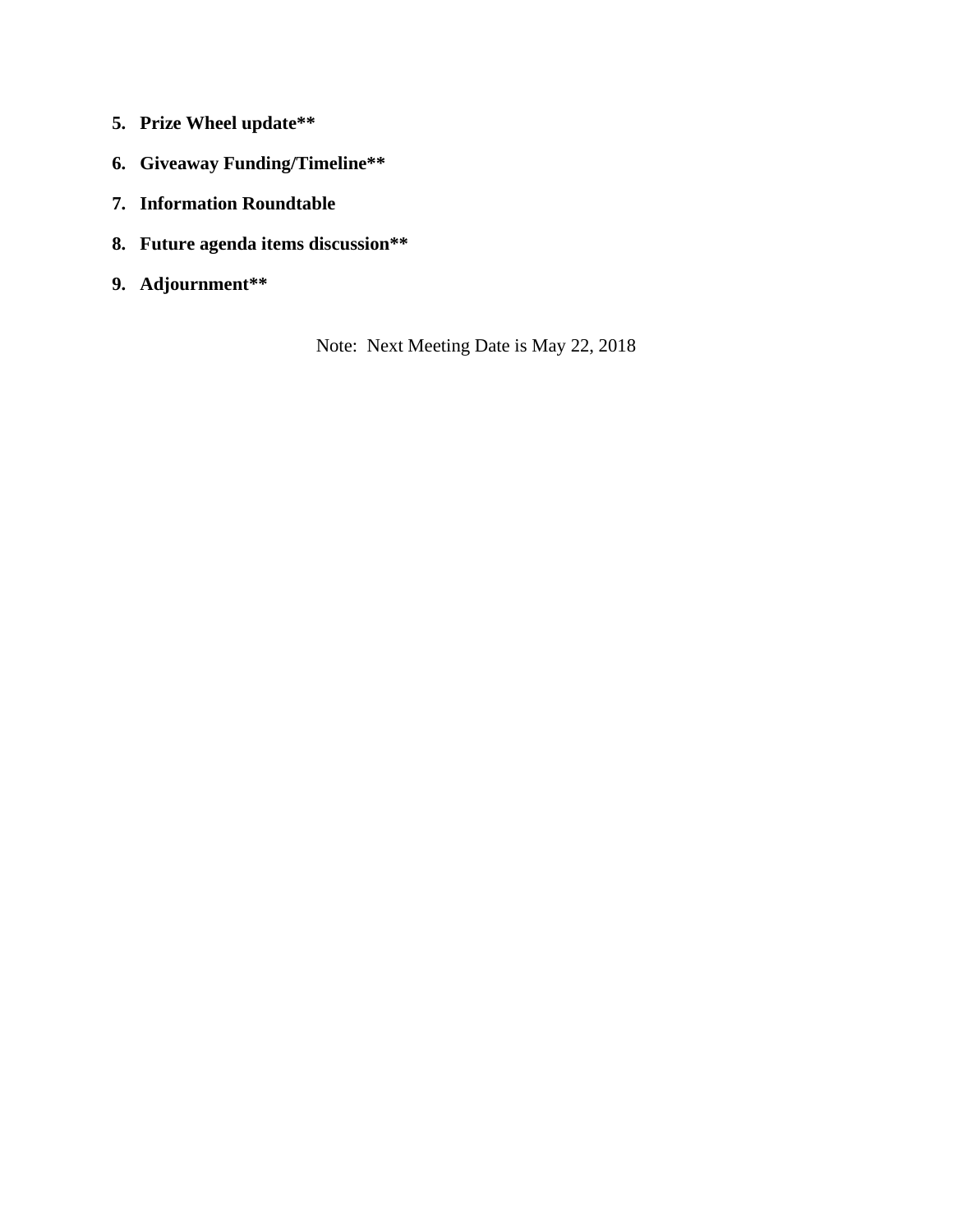5. **Prize Wheel update****
6. **Giveaway Funding/Timeline****
7. **Information Roundtable**
8. **Future agenda items discussion****
9. **Adjournment****

Note: Next Meeting Date is May 22, 2018